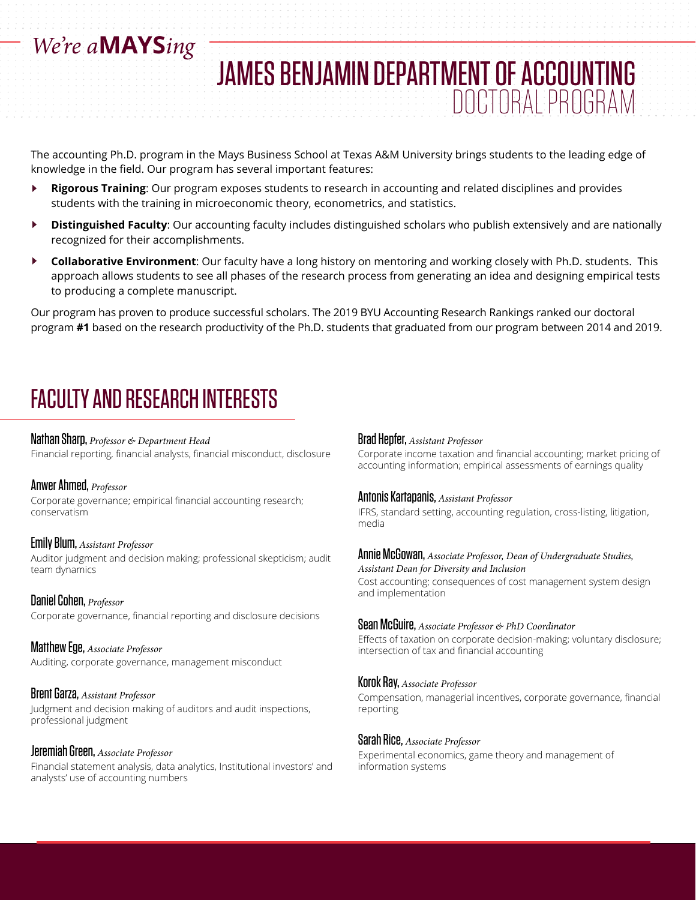*We're a***MAYS***ing*

# JAMES BENJAMIN DEPARTMENT OF ACCOUNTING
## DOCTORAL PROGRAM

The accounting Ph.D. program in the Mays Business School at Texas A&M University brings students to the leading edge of knowledge in the field. Our program has several important features:

- **Rigorous Training**: Our program exposes students to research in accounting and related disciplines and provides students with the training in microeconomic theory, econometrics, and statistics.
- **Distinguished Faculty**: Our accounting faculty includes distinguished scholars who publish extensively and are nationally recognized for their accomplishments.
- **Collaborative Environment**: Our faculty have a long history on mentoring and working closely with Ph.D. students. This approach allows students to see all phases of the research process from generating an idea and designing empirical tests to producing a complete manuscript.

Our program has proven to produce successful scholars. The 2019 BYU Accounting Research Rankings ranked our doctoral program **#1** based on the research productivity of the Ph.D. students that graduated from our program between 2014 and 2019.

## FACULTY AND RESEARCH INTERESTS

**Nathan Sharp,** *Professor & Department Head*
Financial reporting, financial analysts, financial misconduct, disclosure

**Anwer Ahmed,** *Professor*
Corporate governance; empirical financial accounting research; conservatism

**Emily Blum,** *Assistant Professor*
Auditor judgment and decision making; professional skepticism; audit team dynamics

**Daniel Cohen,** *Professor*
Corporate governance, financial reporting and disclosure decisions

**Matthew Ege,** *Associate Professor*
Auditing, corporate governance, management misconduct

**Brent Garza,** *Assistant Professor*
Judgment and decision making of auditors and audit inspections, professional judgment

**Jeremiah Green,** *Associate Professor*
Financial statement analysis, data analytics, Institutional investors' and analysts' use of accounting numbers

**Brad Hepfer,** *Assistant Professor*
Corporate income taxation and financial accounting; market pricing of accounting information; empirical assessments of earnings quality

**Antonis Kartapanis,** *Assistant Professor*
IFRS, standard setting, accounting regulation, cross-listing, litigation, media

**Annie McGowan,** *Associate Professor, Dean of Undergraduate Studies, Assistant Dean for Diversity and Inclusion*
Cost accounting; consequences of cost management system design and implementation

**Sean McGuire,** *Associate Professor & PhD Coordinator*
Effects of taxation on corporate decision-making; voluntary disclosure; intersection of tax and financial accounting

**Korok Ray,** *Associate Professor*
Compensation, managerial incentives, corporate governance, financial reporting

**Sarah Rice,** *Associate Professor*
Experimental economics, game theory and management of information systems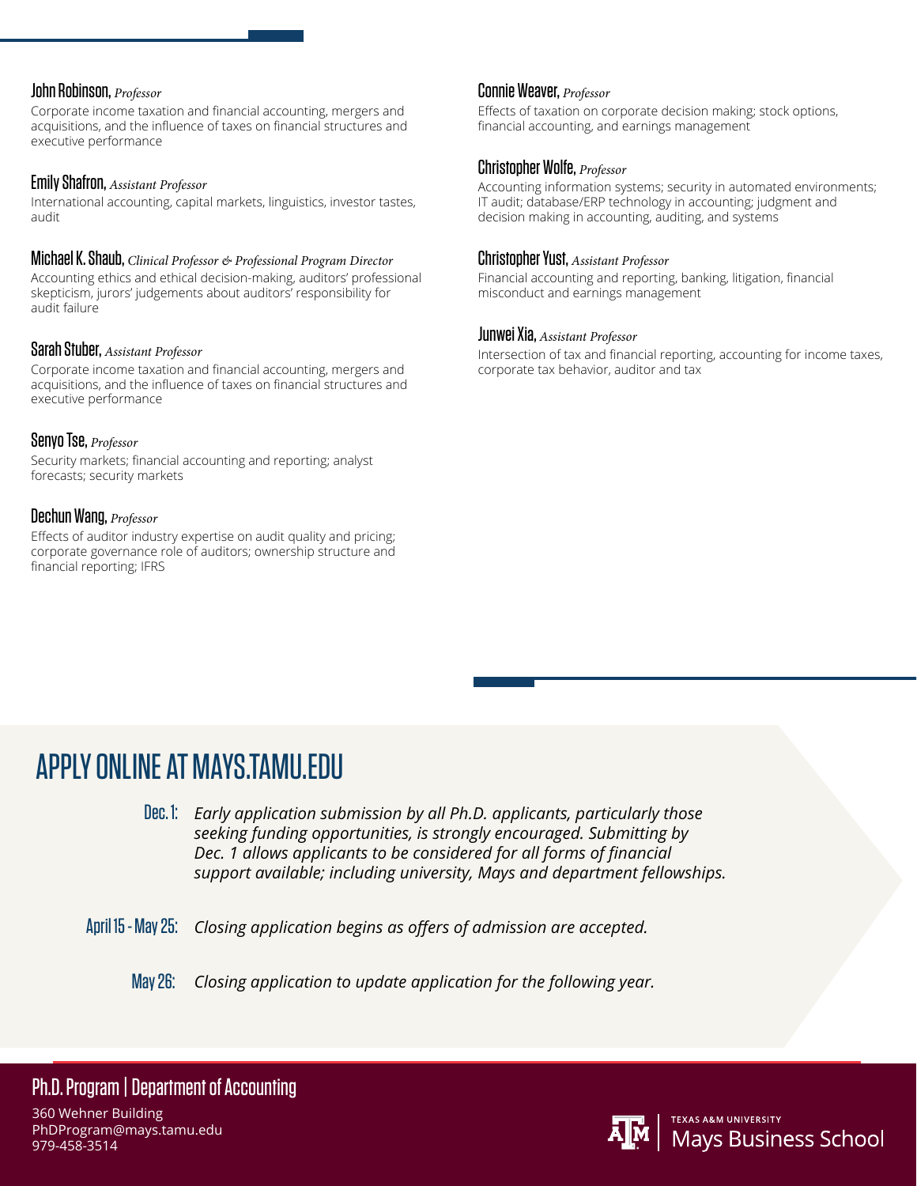**John Robinson,** *Professor*
Corporate income taxation and financial accounting, mergers and acquisitions, and the influence of taxes on financial structures and executive performance

**Emily Shafron,** *Assistant Professor*
International accounting, capital markets, linguistics, investor tastes, audit

**Michael K. Shaub,** *Clinical Professor & Professional Program Director*
Accounting ethics and ethical decision-making, auditors' professional skepticism, jurors' judgements about auditors' responsibility for audit failure

**Sarah Stuber,** *Assistant Professor*
Corporate income taxation and financial accounting, mergers and acquisitions, and the influence of taxes on financial structures and executive performance

**Senyo Tse,** *Professor*
Security markets; financial accounting and reporting; analyst forecasts; security markets

**Dechun Wang,** *Professor*
Effects of auditor industry expertise on audit quality and pricing; corporate governance role of auditors; ownership structure and financial reporting; IFRS

**Connie Weaver,** *Professor*
Effects of taxation on corporate decision making; stock options, financial accounting, and earnings management

**Christopher Wolfe,** *Professor*
Accounting information systems; security in automated environments; IT audit; database/ERP technology in accounting; judgment and decision making in accounting, auditing, and systems

**Christopher Yust,** *Assistant Professor*
Financial accounting and reporting, banking, litigation, financial misconduct and earnings management

**Junwei Xia,** *Assistant Professor*
Intersection of tax and financial reporting, accounting for income taxes, corporate tax behavior, auditor and tax

# APPLY ONLINE AT MAYS.TAMU.EDU

**Dec. 1:** *Early application submission by all Ph.D. applicants, particularly those seeking funding opportunities, is strongly encouraged. Submitting by Dec. 1 allows applicants to be considered for all forms of financial support available; including university, Mays and department fellowships.*

**April 15 - May 25:** *Closing application begins as offers of admission are accepted.*

**May 26:** *Closing application to update application for the following year.*

## Ph.D. Program | Department of Accounting

360 Wehner Building
PhDProgram@mays.tamu.edu
979-458-3514

TEXAS A&M UNIVERSITY
Mays Business School